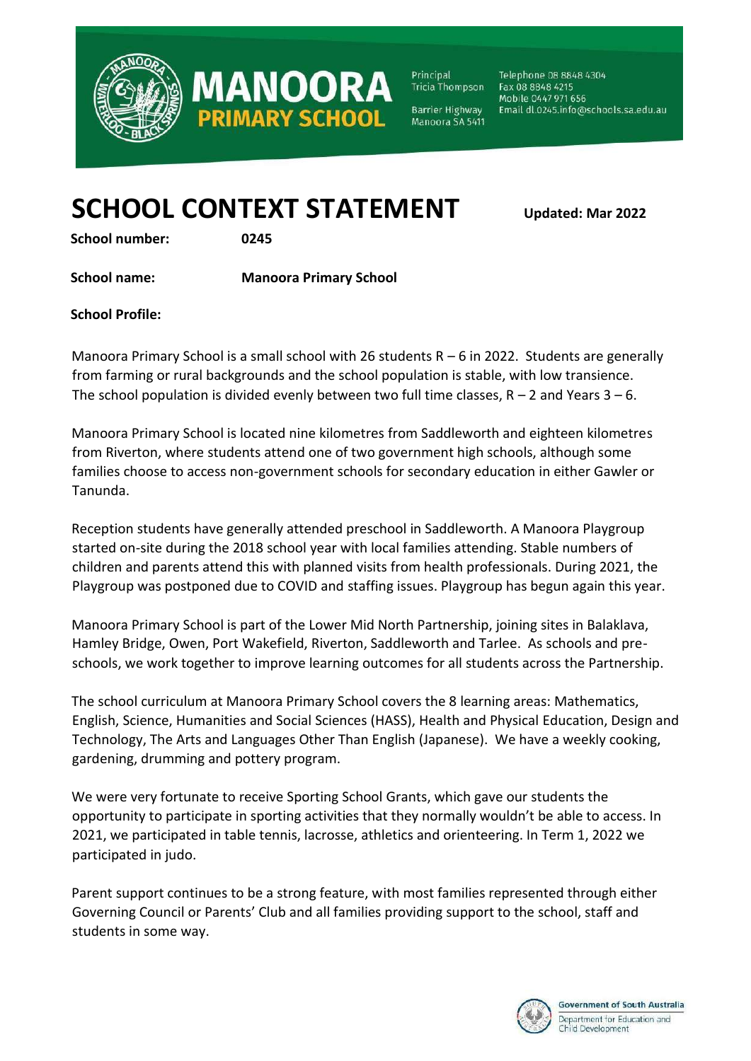# MANOORA PRIMARY SCHOOL

Principal
Tricia Thompson

Barrier Highway
Manoora SA 5411

Telephone 08 8848 4304
Fax 08 8848 4215
Mobile 0447 971 656
Email dl.0245.info@schools.sa.edu.au

# SCHOOL CONTEXT STATEMENT

**Updated: Mar 2022**

**School number:** **0245**

**School name:** **Manoora Primary School**

**School Profile:**

Manoora Primary School is a small school with 26 students R – 6 in 2022. Students are generally from farming or rural backgrounds and the school population is stable, with low transience. The school population is divided evenly between two full time classes, R – 2 and Years 3 – 6.

Manoora Primary School is located nine kilometres from Saddleworth and eighteen kilometres from Riverton, where students attend one of two government high schools, although some families choose to access non-government schools for secondary education in either Gawler or Tanunda.

Reception students have generally attended preschool in Saddleworth. A Manoora Playgroup started on-site during the 2018 school year with local families attending. Stable numbers of children and parents attend this with planned visits from health professionals. During 2021, the Playgroup was postponed due to COVID and staffing issues. Playgroup has begun again this year.

Manoora Primary School is part of the Lower Mid North Partnership, joining sites in Balaklava, Hamley Bridge, Owen, Port Wakefield, Riverton, Saddleworth and Tarlee. As schools and pre-schools, we work together to improve learning outcomes for all students across the Partnership.

The school curriculum at Manoora Primary School covers the 8 learning areas: Mathematics, English, Science, Humanities and Social Sciences (HASS), Health and Physical Education, Design and Technology, The Arts and Languages Other Than English (Japanese). We have a weekly cooking, gardening, drumming and pottery program.

We were very fortunate to receive Sporting School Grants, which gave our students the opportunity to participate in sporting activities that they normally wouldn't be able to access. In 2021, we participated in table tennis, lacrosse, athletics and orienteering. In Term 1, 2022 we participated in judo.

Parent support continues to be a strong feature, with most families represented through either Governing Council or Parents' Club and all families providing support to the school, staff and students in some way.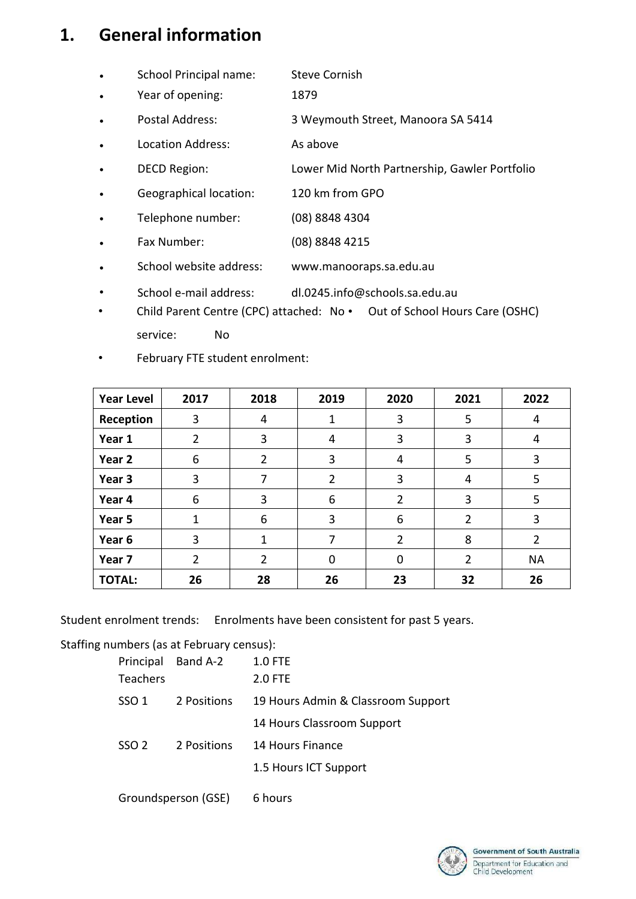## 1. General information

- School Principal name: Steve Cornish
- Year of opening: 1879
- Postal Address: 3 Weymouth Street, Manoora SA 5414
- Location Address: As above
- DECD Region: Lower Mid North Partnership, Gawler Portfolio
- Geographical location: 120 km from GPO
- Telephone number: (08) 8848 4304
- Fax Number: (08) 8848 4215
- School website address: www.manooraps.sa.edu.au
- School e-mail address: dl.0245.info@schools.sa.edu.au
- Child Parent Centre (CPC) attached: No
- Out of School Hours Care (OSHC) service: No
- February FTE student enrolment:

| Year Level | 2017 | 2018 | 2019 | 2020 | 2021 | 2022 |
|---|---|---|---|---|---|---|
| **Reception** | 3 | 4 | 1 | 3 | 5 | 4 |
| **Year 1** | 2 | 3 | 4 | 3 | 3 | 4 |
| **Year 2** | 6 | 2 | 3 | 4 | 5 | 3 |
| **Year 3** | 3 | 7 | 2 | 3 | 4 | 5 |
| **Year 4** | 6 | 3 | 6 | 2 | 3 | 5 |
| **Year 5** | 1 | 6 | 3 | 6 | 2 | 3 |
| **Year 6** | 3 | 1 | 7 | 2 | 8 | 2 |
| **Year 7** | 2 | 2 | 0 | 0 | 2 | NA |
| **TOTAL:** | **26** | **28** | **26** | **23** | **32** | **26** |

Student enrolment trends: Enrolments have been consistent for past 5 years.

Staffing numbers (as at February census):

| | | |
|---|---|---|
| Principal | Band A-2 | 1.0 FTE |
| Teachers | | 2.0 FTE |
| SSO 1 | 2 Positions | 19 Hours Admin & Classroom Support |
| | | 14 Hours Classroom Support |
| SSO 2 | 2 Positions | 14 Hours Finance |
| | | 1.5 Hours ICT Support |
| Groundsperson (GSE) | | 6 hours |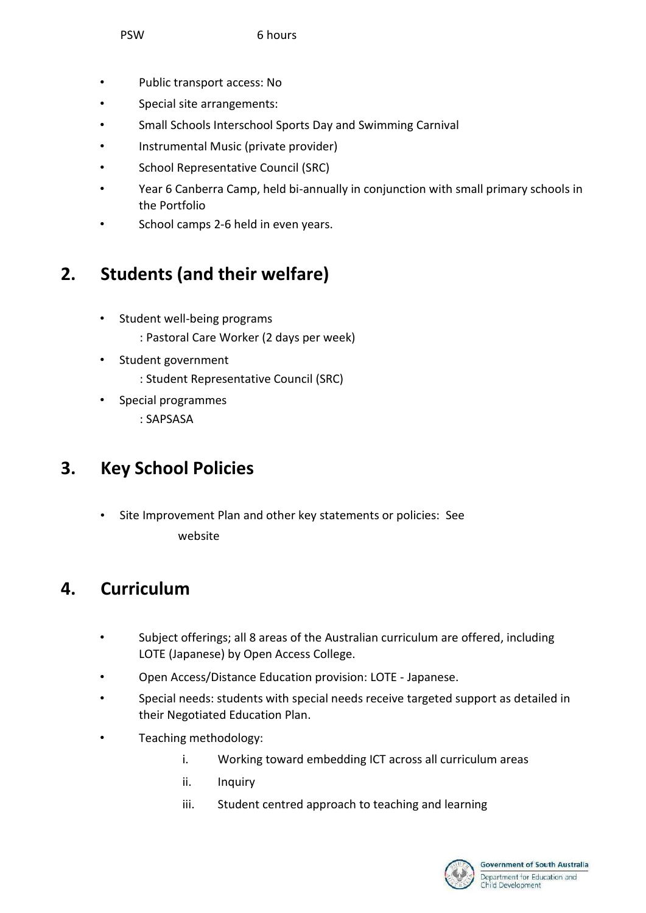PSW 6 hours

- Public transport access: No
- Special site arrangements:
- Small Schools Interschool Sports Day and Swimming Carnival
- Instrumental Music (private provider)
- School Representative Council (SRC)
- Year 6 Canberra Camp, held bi-annually in conjunction with small primary schools in the Portfolio
- School camps 2-6 held in even years.

## 2. Students (and their welfare)

- Student well-being programs
  : Pastoral Care Worker (2 days per week)
- Student government
  : Student Representative Council (SRC)
- Special programmes
  : SAPSASA

## 3. Key School Policies

- Site Improvement Plan and other key statements or policies: See website

## 4. Curriculum

- Subject offerings; all 8 areas of the Australian curriculum are offered, including LOTE (Japanese) by Open Access College.
- Open Access/Distance Education provision: LOTE - Japanese.
- Special needs: students with special needs receive targeted support as detailed in their Negotiated Education Plan.
- Teaching methodology:
  i. Working toward embedding ICT across all curriculum areas
  ii. Inquiry
  iii. Student centred approach to teaching and learning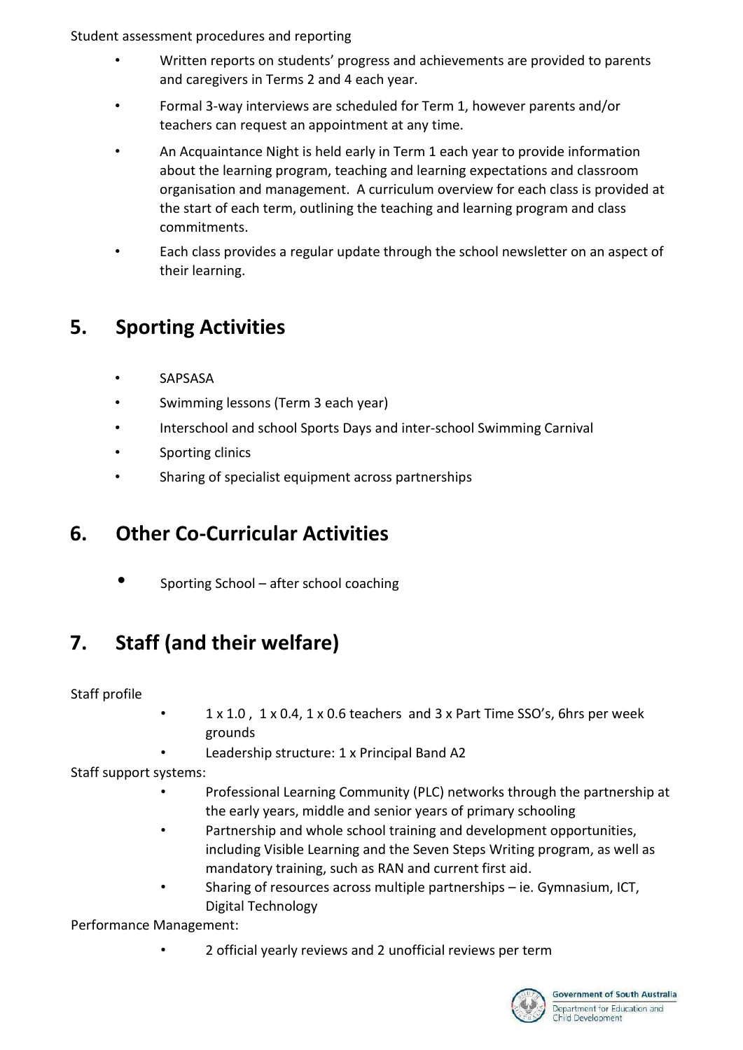Student assessment procedures and reporting

- Written reports on students' progress and achievements are provided to parents and caregivers in Terms 2 and 4 each year.
- Formal 3-way interviews are scheduled for Term 1, however parents and/or teachers can request an appointment at any time.
- An Acquaintance Night is held early in Term 1 each year to provide information about the learning program, teaching and learning expectations and classroom organisation and management. A curriculum overview for each class is provided at the start of each term, outlining the teaching and learning program and class commitments.
- Each class provides a regular update through the school newsletter on an aspect of their learning.

## 5. Sporting Activities

- SAPSASA
- Swimming lessons (Term 3 each year)
- Interschool and school Sports Days and inter-school Swimming Carnival
- Sporting clinics
- Sharing of specialist equipment across partnerships

## 6. Other Co-Curricular Activities

- Sporting School – after school coaching

## 7. Staff (and their welfare)

Staff profile

- 1 x 1.0 , 1 x 0.4, 1 x 0.6 teachers and 3 x Part Time SSO's, 6hrs per week grounds
- Leadership structure: 1 x Principal Band A2

Staff support systems:

- Professional Learning Community (PLC) networks through the partnership at the early years, middle and senior years of primary schooling
- Partnership and whole school training and development opportunities, including Visible Learning and the Seven Steps Writing program, as well as mandatory training, such as RAN and current first aid.
- Sharing of resources across multiple partnerships – ie. Gymnasium, ICT, Digital Technology

Performance Management:

- 2 official yearly reviews and 2 unofficial reviews per term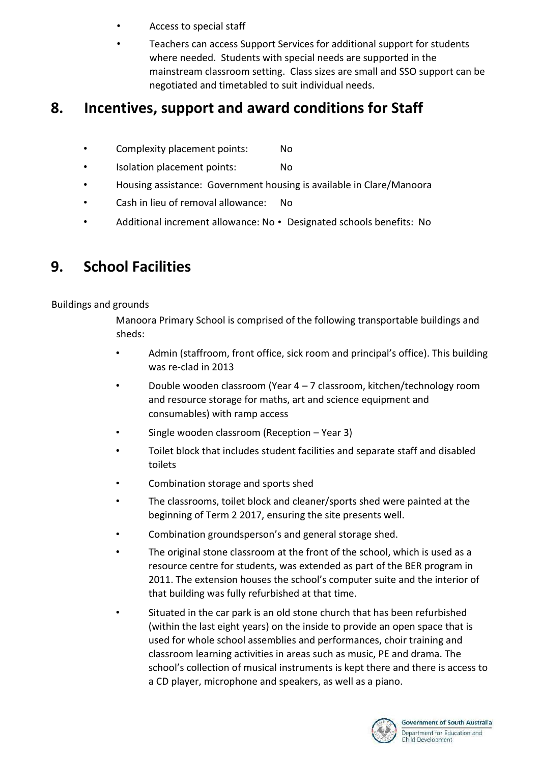- Access to special staff
- Teachers can access Support Services for additional support for students where needed. Students with special needs are supported in the mainstream classroom setting. Class sizes are small and SSO support can be negotiated and timetabled to suit individual needs.

## 8. Incentives, support and award conditions for Staff

- Complexity placement points: No
- Isolation placement points: No
- Housing assistance: Government housing is available in Clare/Manoora
- Cash in lieu of removal allowance: No
- Additional increment allowance: No
- Designated schools benefits: No

## 9. School Facilities

Buildings and grounds

Manoora Primary School is comprised of the following transportable buildings and sheds:

- Admin (staffroom, front office, sick room and principal's office). This building was re-clad in 2013
- Double wooden classroom (Year 4 – 7 classroom, kitchen/technology room and resource storage for maths, art and science equipment and consumables) with ramp access
- Single wooden classroom (Reception – Year 3)
- Toilet block that includes student facilities and separate staff and disabled toilets
- Combination storage and sports shed
- The classrooms, toilet block and cleaner/sports shed were painted at the beginning of Term 2 2017, ensuring the site presents well.
- Combination groundsperson's and general storage shed.
- The original stone classroom at the front of the school, which is used as a resource centre for students, was extended as part of the BER program in 2011. The extension houses the school's computer suite and the interior of that building was fully refurbished at that time.
- Situated in the car park is an old stone church that has been refurbished (within the last eight years) on the inside to provide an open space that is used for whole school assemblies and performances, choir training and classroom learning activities in areas such as music, PE and drama. The school's collection of musical instruments is kept there and there is access to a CD player, microphone and speakers, as well as a piano.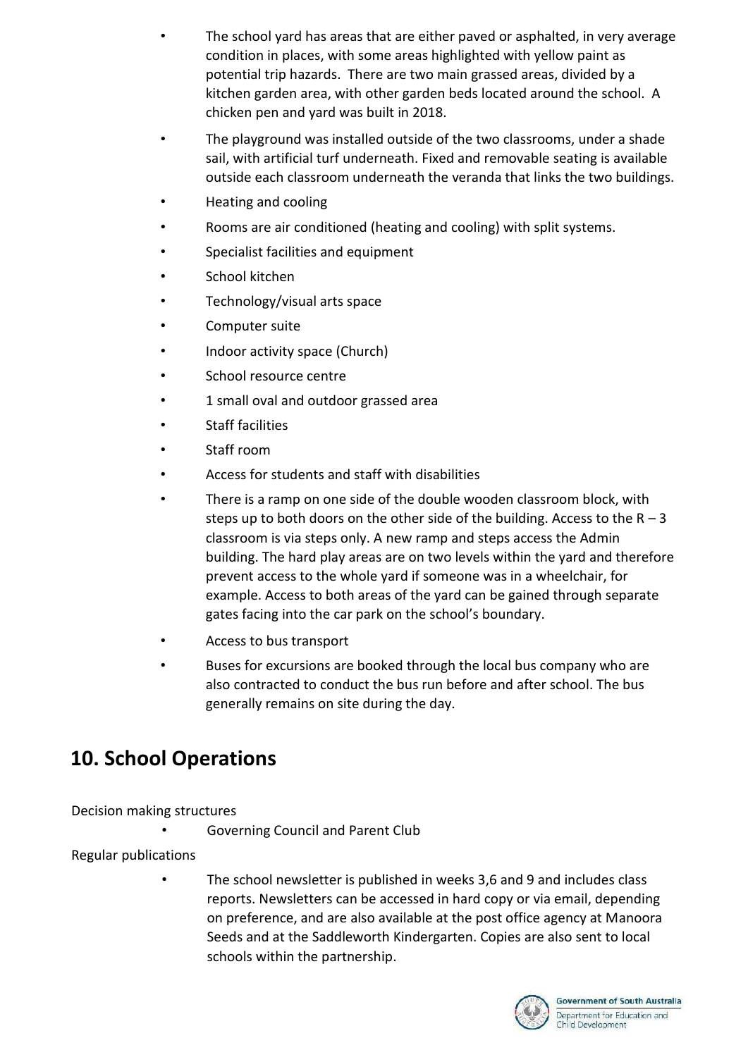- The school yard has areas that are either paved or asphalted, in very average condition in places, with some areas highlighted with yellow paint as potential trip hazards. There are two main grassed areas, divided by a kitchen garden area, with other garden beds located around the school. A chicken pen and yard was built in 2018.
- The playground was installed outside of the two classrooms, under a shade sail, with artificial turf underneath. Fixed and removable seating is available outside each classroom underneath the veranda that links the two buildings.
- Heating and cooling
- Rooms are air conditioned (heating and cooling) with split systems.
- Specialist facilities and equipment
- School kitchen
- Technology/visual arts space
- Computer suite
- Indoor activity space (Church)
- School resource centre
- 1 small oval and outdoor grassed area
- Staff facilities
- Staff room
- Access for students and staff with disabilities
- There is a ramp on one side of the double wooden classroom block, with steps up to both doors on the other side of the building. Access to the R – 3 classroom is via steps only. A new ramp and steps access the Admin building. The hard play areas are on two levels within the yard and therefore prevent access to the whole yard if someone was in a wheelchair, for example. Access to both areas of the yard can be gained through separate gates facing into the car park on the school's boundary.
- Access to bus transport
- Buses for excursions are booked through the local bus company who are also contracted to conduct the bus run before and after school. The bus generally remains on site during the day.

## 10. School Operations

Decision making structures

- Governing Council and Parent Club

Regular publications

- The school newsletter is published in weeks 3,6 and 9 and includes class reports. Newsletters can be accessed in hard copy or via email, depending on preference, and are also available at the post office agency at Manoora Seeds and at the Saddleworth Kindergarten. Copies are also sent to local schools within the partnership.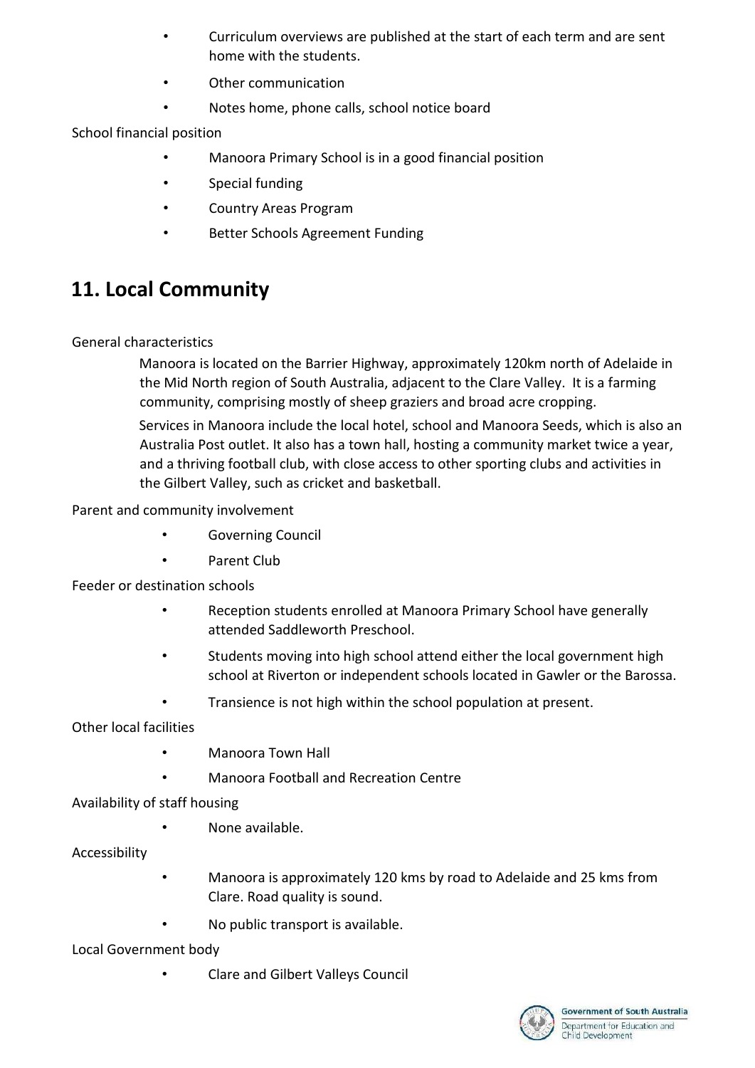- Curriculum overviews are published at the start of each term and are sent home with the students.
- Other communication
- Notes home, phone calls, school notice board

School financial position

- Manoora Primary School is in a good financial position
- Special funding
- Country Areas Program
- Better Schools Agreement Funding

## 11. Local Community

General characteristics

Manoora is located on the Barrier Highway, approximately 120km north of Adelaide in the Mid North region of South Australia, adjacent to the Clare Valley. It is a farming community, comprising mostly of sheep graziers and broad acre cropping.

Services in Manoora include the local hotel, school and Manoora Seeds, which is also an Australia Post outlet. It also has a town hall, hosting a community market twice a year, and a thriving football club, with close access to other sporting clubs and activities in the Gilbert Valley, such as cricket and basketball.

Parent and community involvement

- Governing Council
- Parent Club

Feeder or destination schools

- Reception students enrolled at Manoora Primary School have generally attended Saddleworth Preschool.
- Students moving into high school attend either the local government high school at Riverton or independent schools located in Gawler or the Barossa.
- Transience is not high within the school population at present.

Other local facilities

- Manoora Town Hall
- Manoora Football and Recreation Centre

Availability of staff housing

- None available.

Accessibility

- Manoora is approximately 120 kms by road to Adelaide and 25 kms from Clare. Road quality is sound.
- No public transport is available.

Local Government body

- Clare and Gilbert Valleys Council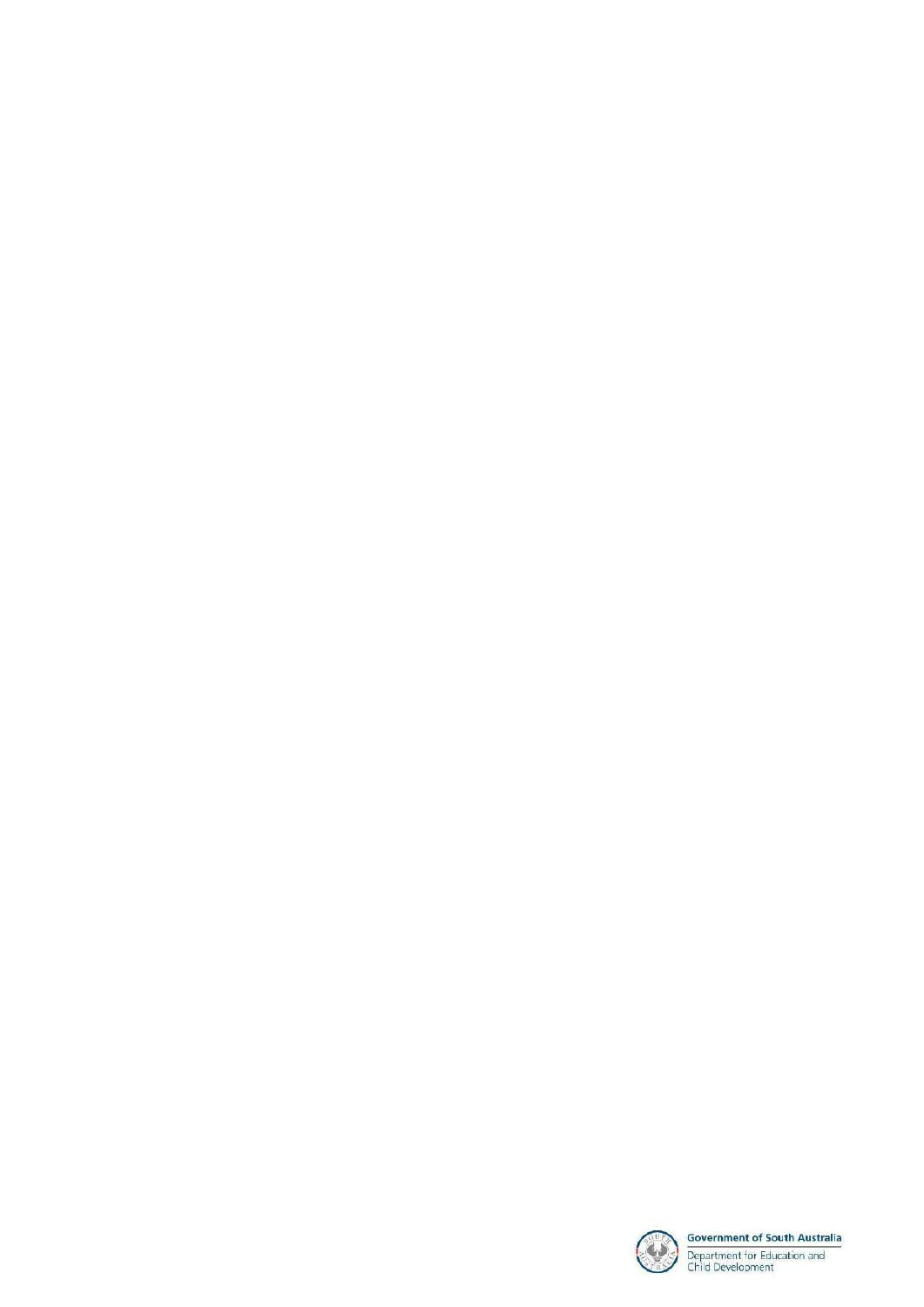Government of South Australia

Department for Education and Child Development